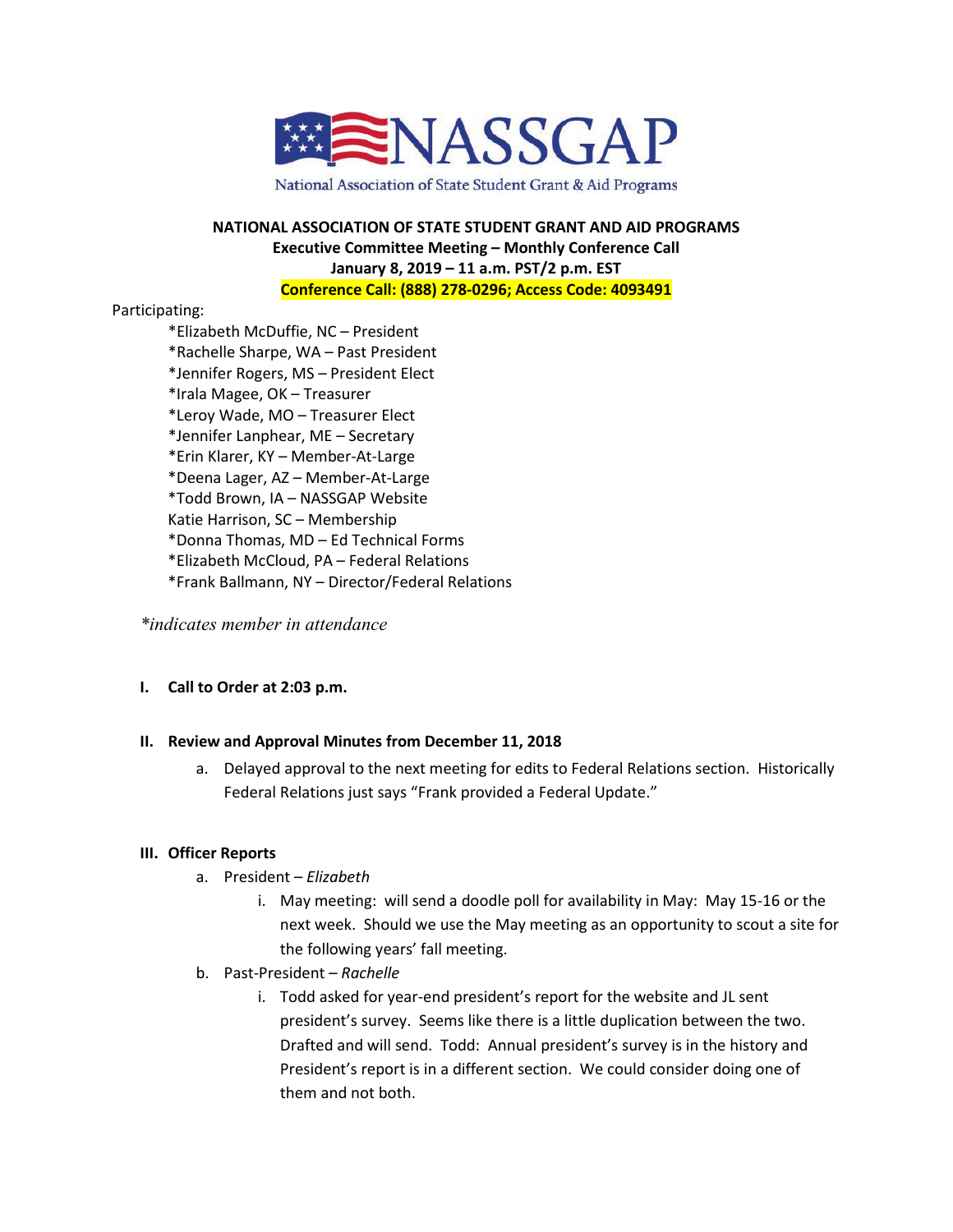NASSGAP

National Association of State Student Grant & Aid Programs

**NATIONAL ASSOCIATION OF STATE STUDENT GRANT AND AID PROGRAMS**
**Executive Committee Meeting – Monthly Conference Call**
**January 8, 2019 – 11 a.m. PST/2 p.m. EST**
**Conference Call: (888) 278-0296; Access Code: 4093491**

Participating:

*Elizabeth McDuffie, NC – President
*Rachelle Sharpe, WA – Past President
*Jennifer Rogers, MS – President Elect
*Irala Magee, OK – Treasurer
*Leroy Wade, MO – Treasurer Elect
*Jennifer Lanphear, ME – Secretary
*Erin Klarer, KY – Member-At-Large
*Deena Lager, AZ – Member-At-Large
*Todd Brown, IA – NASSGAP Website
Katie Harrison, SC – Membership
*Donna Thomas, MD – Ed Technical Forms
*Elizabeth McCloud, PA – Federal Relations
*Frank Ballmann, NY – Director/Federal Relations

*\*indicates member in attendance*

**I. Call to Order at 2:03 p.m.**

**II. Review and Approval Minutes from December 11, 2018**

a. Delayed approval to the next meeting for edits to Federal Relations section. Historically Federal Relations just says "Frank provided a Federal Update."

**III. Officer Reports**

a. President – *Elizabeth*
   i. May meeting: will send a doodle poll for availability in May: May 15-16 or the next week. Should we use the May meeting as an opportunity to scout a site for the following years' fall meeting.
b. Past-President – *Rachelle*
   i. Todd asked for year-end president's report for the website and JL sent president's survey. Seems like there is a little duplication between the two. Drafted and will send. Todd: Annual president's survey is in the history and President's report is in a different section. We could consider doing one of them and not both.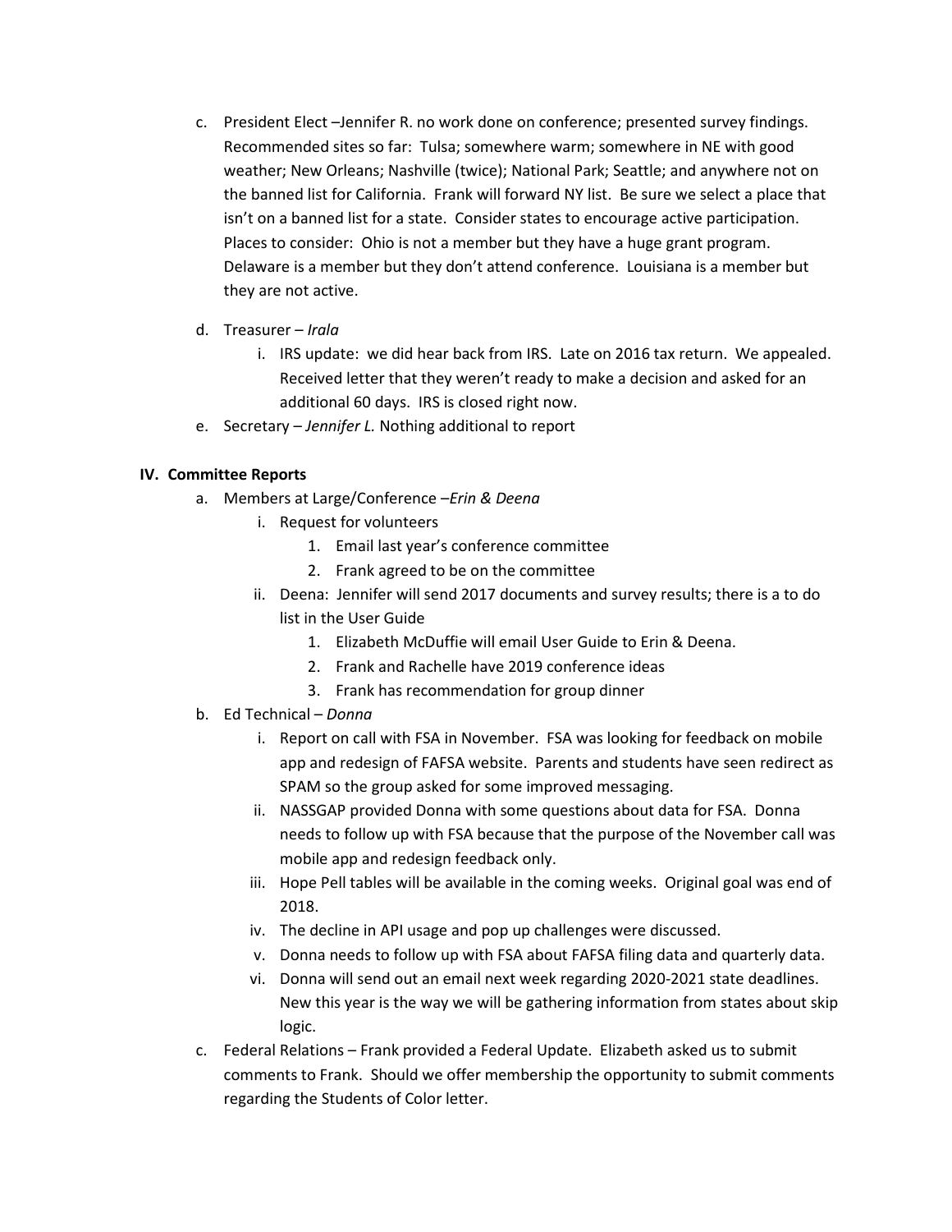c. President Elect –Jennifer R. no work done on conference; presented survey findings. Recommended sites so far: Tulsa; somewhere warm; somewhere in NE with good weather; New Orleans; Nashville (twice); National Park; Seattle; and anywhere not on the banned list for California. Frank will forward NY list. Be sure we select a place that isn't on a banned list for a state. Consider states to encourage active participation. Places to consider: Ohio is not a member but they have a huge grant program. Delaware is a member but they don't attend conference. Louisiana is a member but they are not active.

d. Treasurer – *Irala*
   i. IRS update: we did hear back from IRS. Late on 2016 tax return. We appealed. Received letter that they weren't ready to make a decision and asked for an additional 60 days. IRS is closed right now.

e. Secretary – *Jennifer L.* Nothing additional to report

**IV. Committee Reports**

a. Members at Large/Conference –*Erin & Deena*
   i. Request for volunteers
      1. Email last year's conference committee
      2. Frank agreed to be on the committee
   ii. Deena: Jennifer will send 2017 documents and survey results; there is a to do list in the User Guide
      1. Elizabeth McDuffie will email User Guide to Erin & Deena.
      2. Frank and Rachelle have 2019 conference ideas
      3. Frank has recommendation for group dinner

b. Ed Technical – *Donna*
   i. Report on call with FSA in November. FSA was looking for feedback on mobile app and redesign of FAFSA website. Parents and students have seen redirect as SPAM so the group asked for some improved messaging.
   ii. NASSGAP provided Donna with some questions about data for FSA. Donna needs to follow up with FSA because that the purpose of the November call was mobile app and redesign feedback only.
   iii. Hope Pell tables will be available in the coming weeks. Original goal was end of 2018.
   iv. The decline in API usage and pop up challenges were discussed.
   v. Donna needs to follow up with FSA about FAFSA filing data and quarterly data.
   vi. Donna will send out an email next week regarding 2020-2021 state deadlines. New this year is the way we will be gathering information from states about skip logic.

c. Federal Relations – Frank provided a Federal Update. Elizabeth asked us to submit comments to Frank. Should we offer membership the opportunity to submit comments regarding the Students of Color letter.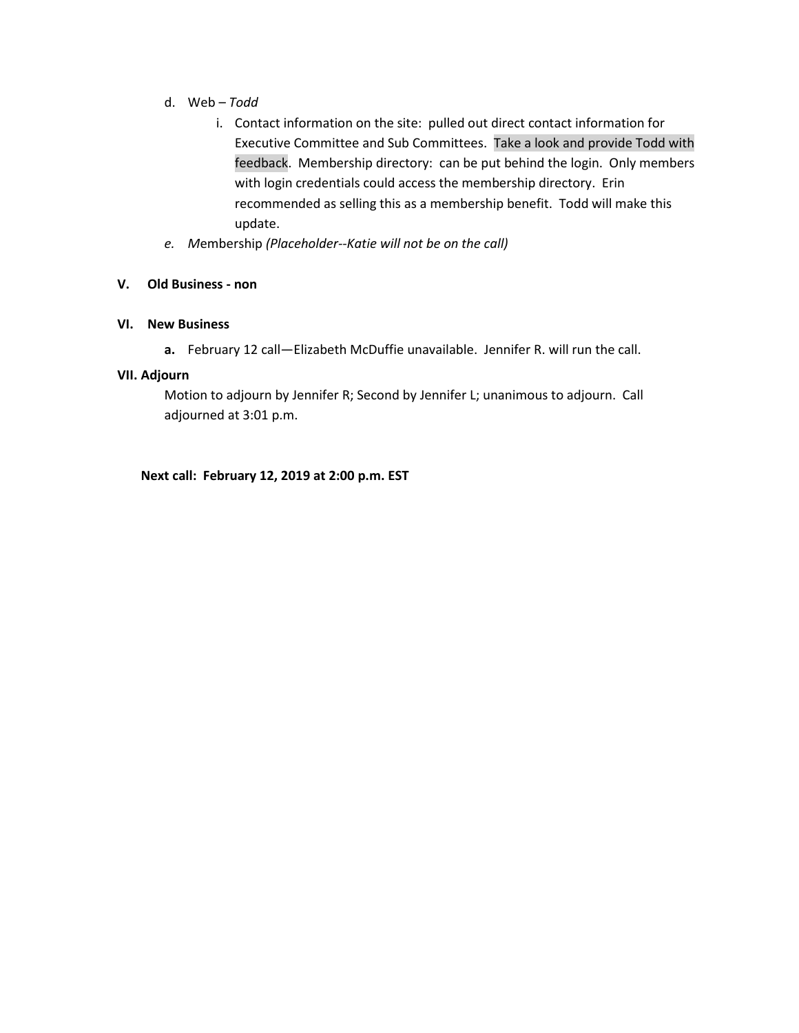d. Web – *Todd*

   i. Contact information on the site: pulled out direct contact information for Executive Committee and Sub Committees. Take a look and provide Todd with feedback. Membership directory: can be put behind the login. Only members with login credentials could access the membership directory. Erin recommended as selling this as a membership benefit. Todd will make this update.

*e. M*embership *(Placeholder--Katie will not be on the call)*

**V. Old Business - non**

**VI. New Business**

**a.** February 12 call—Elizabeth McDuffie unavailable. Jennifer R. will run the call.

**VII. Adjourn**

Motion to adjourn by Jennifer R; Second by Jennifer L; unanimous to adjourn. Call adjourned at 3:01 p.m.

**Next call: February 12, 2019 at 2:00 p.m. EST**